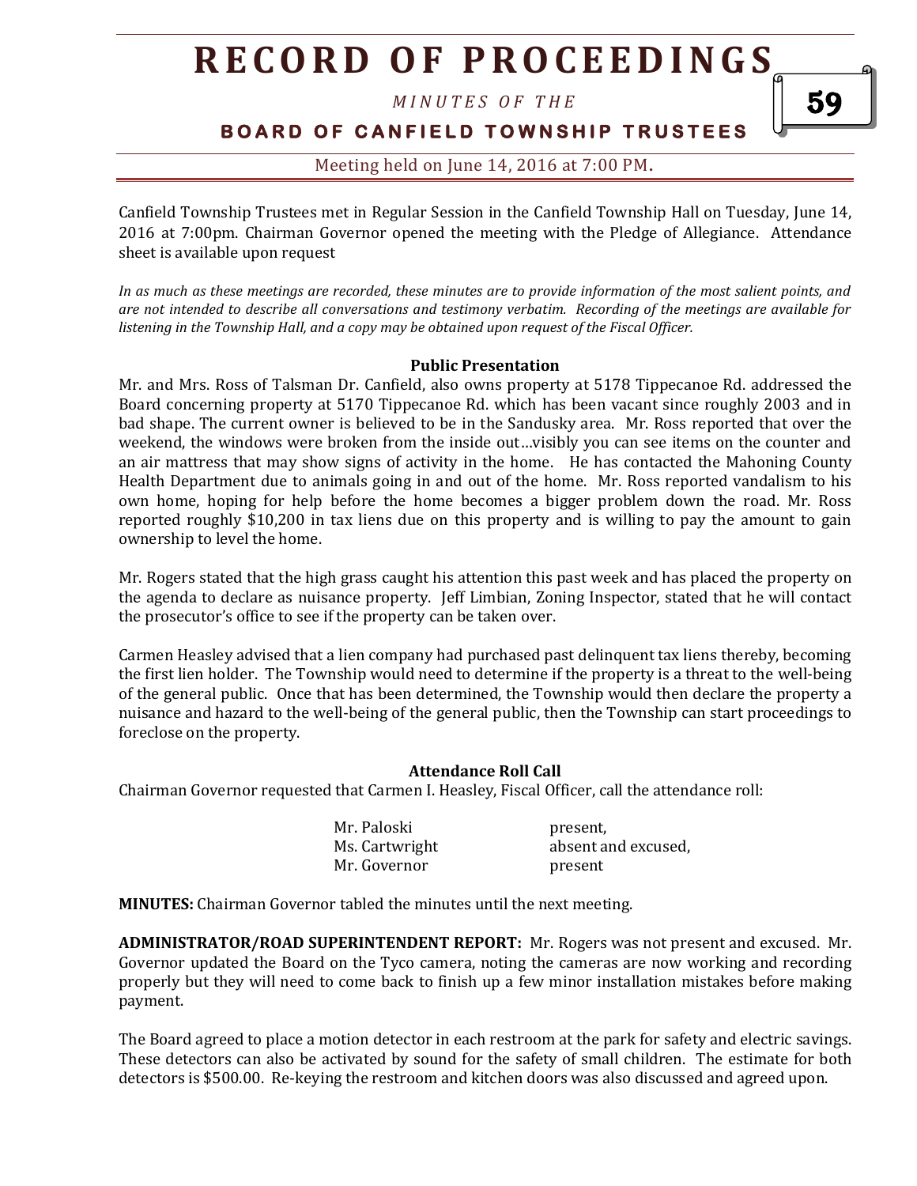# RECORD OF PROCEEDINGS

*MINUTES OF THE*

**BOARD OF CANFIELD TOWNSHIP TRUSTEES**

Meeting held on June 14, 2016 at 7:00 PM.

Canfield Township Trustees met in Regular Session in the Canfield Township Hall on Tuesday, June 14, 2016 at 7:00pm. Chairman Governor opened the meeting with the Pledge of Allegiance. Attendance sheet is available upon request

*In as much as these meetings are recorded, these minutes are to provide information of the most salient points, and are not intended to describe all conversations and testimony verbatim. Recording of the meetings are available for listening in the Township Hall, and a copy may be obtained upon request of the Fiscal Officer.*

**Public Presentation**

Mr. and Mrs. Ross of Talsman Dr. Canfield, also owns property at 5178 Tippecanoe Rd. addressed the Board concerning property at 5170 Tippecanoe Rd. which has been vacant since roughly 2003 and in bad shape. The current owner is believed to be in the Sandusky area. Mr. Ross reported that over the weekend, the windows were broken from the inside out…visibly you can see items on the counter and an air mattress that may show signs of activity in the home. He has contacted the Mahoning County Health Department due to animals going in and out of the home. Mr. Ross reported vandalism to his own home, hoping for help before the home becomes a bigger problem down the road. Mr. Ross reported roughly $10,200 in tax liens due on this property and is willing to pay the amount to gain ownership to level the home.

Mr. Rogers stated that the high grass caught his attention this past week and has placed the property on the agenda to declare as nuisance property. Jeff Limbian, Zoning Inspector, stated that he will contact the prosecutor's office to see if the property can be taken over.

Carmen Heasley advised that a lien company had purchased past delinquent tax liens thereby, becoming the first lien holder. The Township would need to determine if the property is a threat to the well-being of the general public. Once that has been determined, the Township would then declare the property a nuisance and hazard to the well-being of the general public, then the Township can start proceedings to foreclose on the property.

**Attendance Roll Call**

Chairman Governor requested that Carmen I. Heasley, Fiscal Officer, call the attendance roll:

| | |
|---|---|
| Mr. Paloski | present, |
| Ms. Cartwright | absent and excused, |
| Mr. Governor | present |

**MINUTES:** Chairman Governor tabled the minutes until the next meeting.

**ADMINISTRATOR/ROAD SUPERINTENDENT REPORT:** Mr. Rogers was not present and excused. Mr. Governor updated the Board on the Tyco camera, noting the cameras are now working and recording properly but they will need to come back to finish up a few minor installation mistakes before making payment.

The Board agreed to place a motion detector in each restroom at the park for safety and electric savings. These detectors can also be activated by sound for the safety of small children. The estimate for both detectors is $500.00. Re-keying the restroom and kitchen doors was also discussed and agreed upon.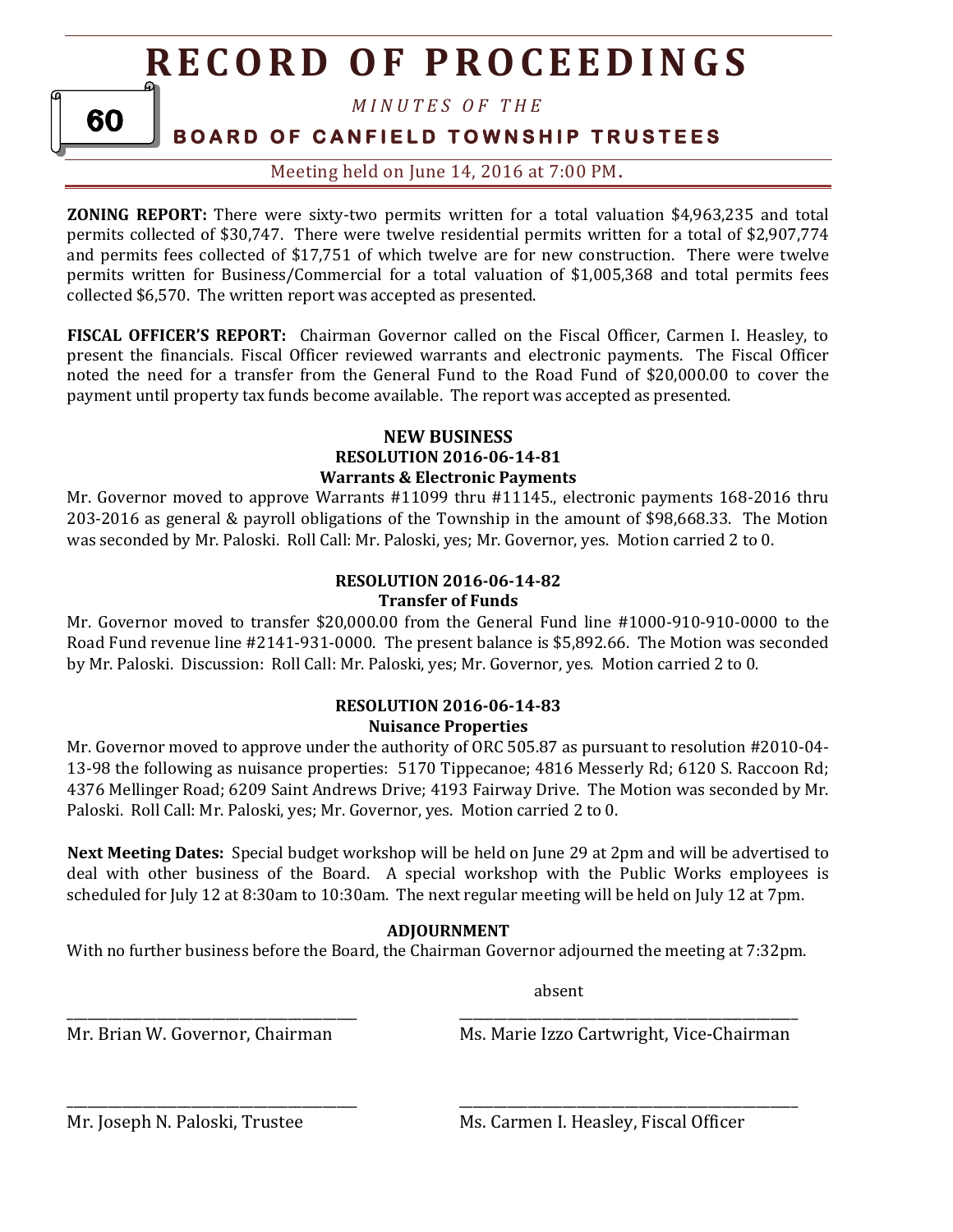**ZONING REPORT:** There were sixty-two permits written for a total valuation $4,963,235 and total permits collected of $30,747. There were twelve residential permits written for a total of $2,907,774 and permits fees collected of $17,751 of which twelve are for new construction. There were twelve permits written for Business/Commercial for a total valuation of $1,005,368 and total permits fees collected $6,570. The written report was accepted as presented.

**FISCAL OFFICER'S REPORT:** Chairman Governor called on the Fiscal Officer, Carmen I. Heasley, to present the financials. Fiscal Officer reviewed warrants and electronic payments. The Fiscal Officer noted the need for a transfer from the General Fund to the Road Fund of $20,000.00 to cover the payment until property tax funds become available. The report was accepted as presented.

## NEW BUSINESS

### RESOLUTION 2016-06-14-81
### Warrants & Electronic Payments

Mr. Governor moved to approve Warrants #11099 thru #11145., electronic payments 168-2016 thru 203-2016 as general & payroll obligations of the Township in the amount of $98,668.33. The Motion was seconded by Mr. Paloski. Roll Call: Mr. Paloski, yes; Mr. Governor, yes. Motion carried 2 to 0.

### RESOLUTION 2016-06-14-82
### Transfer of Funds

Mr. Governor moved to transfer $20,000.00 from the General Fund line #1000-910-910-0000 to the Road Fund revenue line #2141-931-0000. The present balance is $5,892.66. The Motion was seconded by Mr. Paloski. Discussion: Roll Call: Mr. Paloski, yes; Mr. Governor, yes. Motion carried 2 to 0.

### RESOLUTION 2016-06-14-83
### Nuisance Properties

Mr. Governor moved to approve under the authority of ORC 505.87 as pursuant to resolution #2010-04-13-98 the following as nuisance properties: 5170 Tippecanoe; 4816 Messerly Rd; 6120 S. Raccoon Rd; 4376 Mellinger Road; 6209 Saint Andrews Drive; 4193 Fairway Drive. The Motion was seconded by Mr. Paloski. Roll Call: Mr. Paloski, yes; Mr. Governor, yes. Motion carried 2 to 0.

**Next Meeting Dates:** Special budget workshop will be held on June 29 at 2pm and will be advertised to deal with other business of the Board. A special workshop with the Public Works employees is scheduled for July 12 at 8:30am to 10:30am. The next regular meeting will be held on July 12 at 7pm.

### ADJOURNMENT

With no further business before the Board, the Chairman Governor adjourned the meeting at 7:32pm.

| | |
|---|---|
| \_\_\_\_\_\_\_\_\_\_\_\_\_\_\_\_\_\_\_\_\_\_\_\_\_\_\_\_\_\_ | absent |
| Mr. Brian W. Governor, Chairman | Ms. Marie Izzo Cartwright, Vice-Chairman |
| \_\_\_\_\_\_\_\_\_\_\_\_\_\_\_\_\_\_\_\_\_\_\_\_\_\_\_\_\_\_ | \_\_\_\_\_\_\_\_\_\_\_\_\_\_\_\_\_\_\_\_\_\_\_\_\_\_\_\_\_\_ |
| Mr. Joseph N. Paloski, Trustee | Ms. Carmen I. Heasley, Fiscal Officer |